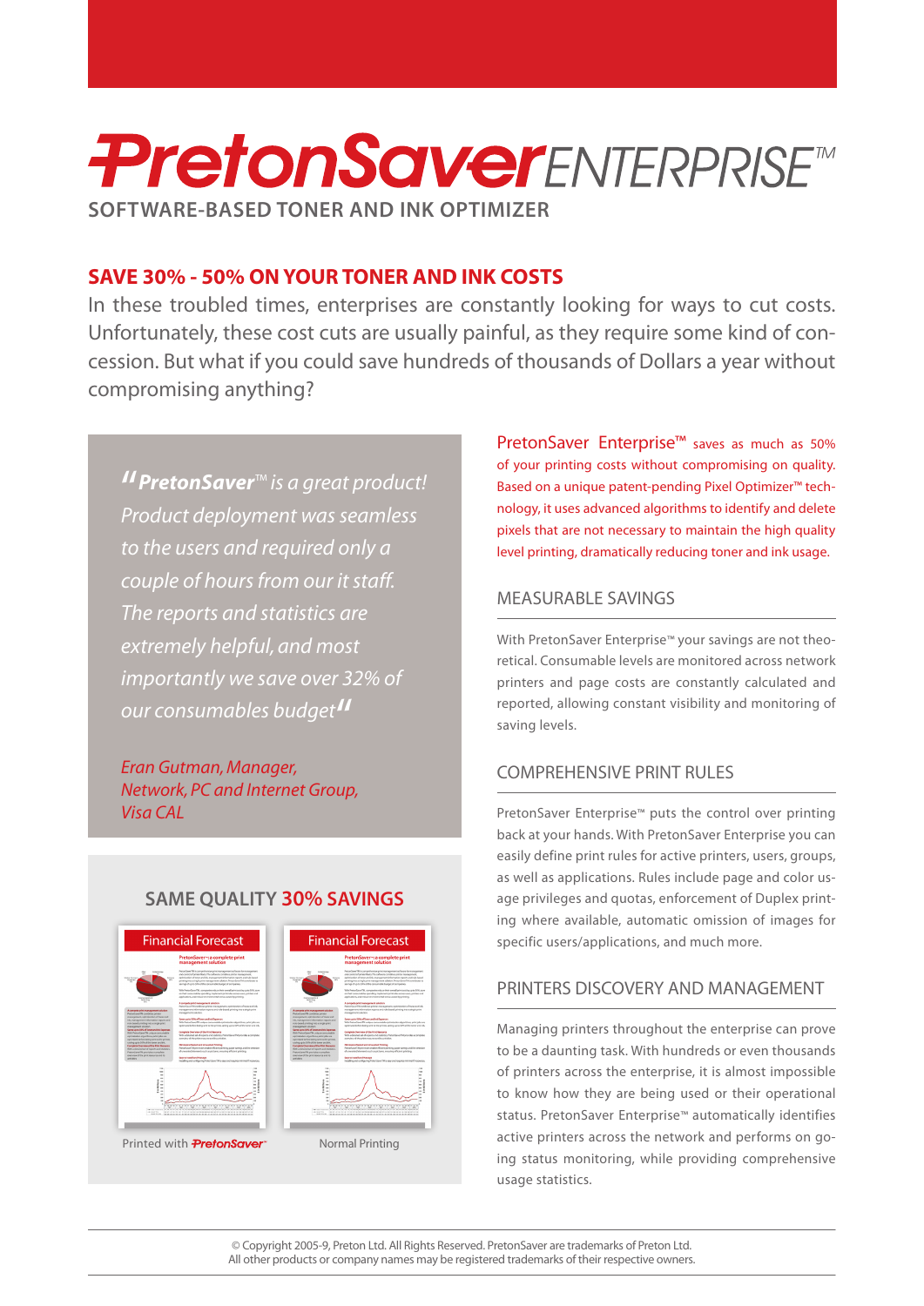# PretonSaver ENTERPRISE™

**SOFTWARE-BASED TONER AND INK OPTIMIZER**

## SAVE 30% - 50% ON YOUR TONER AND INK COSTS

In these troubled times, enterprises are constantly looking for ways to cut costs. Unfortunately, these cost cuts are usually painful, as they require some kind of concession. But what if you could save hundreds of thousands of Dollars a year without compromising anything?

> *"**PretonSaver**™ is a great product! Product deployment was seamless to the users and required only a couple of hours from our it staff. The reports and statistics are extremely helpful, and most importantly we save over 32% of our consumables budget"*
>
> *Eran Gutman, Manager, Network, PC and Internet Group, Visa CAL*

### SAME QUALITY 30% SAVINGS

Printed with PretonSaver™ | Normal Printing

PretonSaver Enterprise™ saves as much as 50% of your printing costs without compromising on quality. Based on a unique patent-pending Pixel Optimizer™ technology, it uses advanced algorithms to identify and delete pixels that are not necessary to maintain the high quality level printing, dramatically reducing toner and ink usage.

### MEASURABLE SAVINGS

With PretonSaver Enterprise™ your savings are not theoretical. Consumable levels are monitored across network printers and page costs are constantly calculated and reported, allowing constant visibility and monitoring of saving levels.

### COMPREHENSIVE PRINT RULES

PretonSaver Enterprise™ puts the control over printing back at your hands. With PretonSaver Enterprise you can easily define print rules for active printers, users, groups, as well as applications. Rules include page and color usage privileges and quotas, enforcement of Duplex printing where available, automatic omission of images for specific users/applications, and much more.

### PRINTERS DISCOVERY AND MANAGEMENT

Managing printers throughout the enterprise can prove to be a daunting task. With hundreds or even thousands of printers across the enterprise, it is almost impossible to know how they are being used or their operational status. PretonSaver Enterprise™ automatically identifies active printers across the network and performs on going status monitoring, while providing comprehensive usage statistics.

© Copyright 2005-9, Preton Ltd. All Rights Reserved. PretonSaver are trademarks of Preton Ltd.
All other products or company names may be registered trademarks of their respective owners.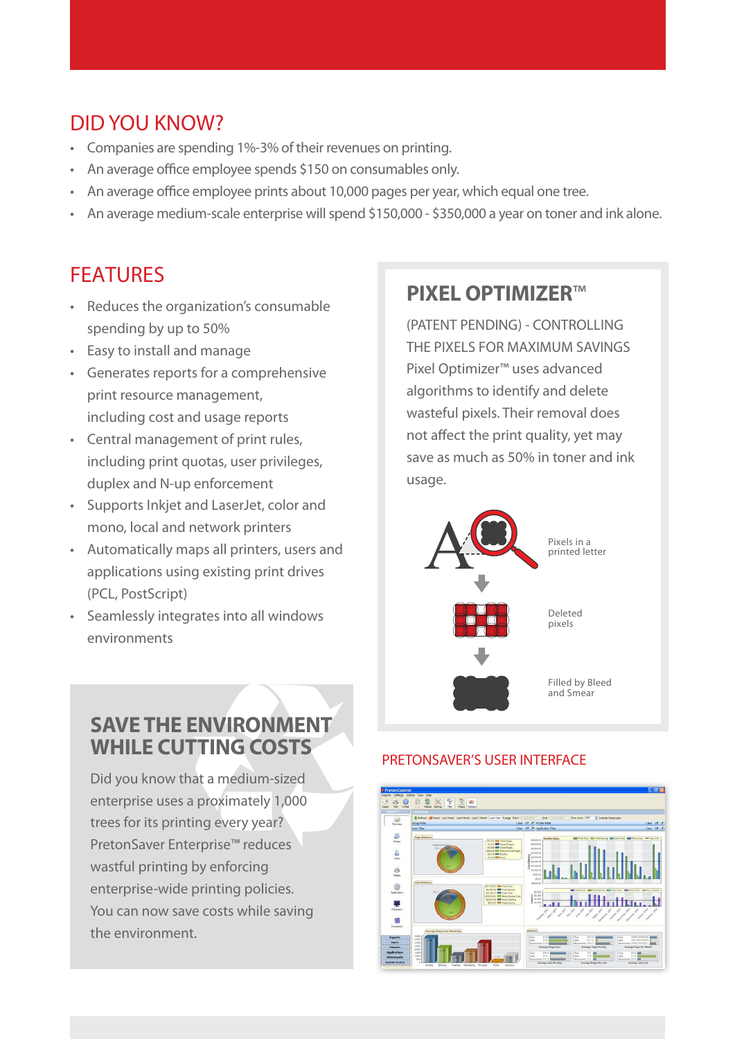## DID YOU KNOW?

- Companies are spending 1%-3% of their revenues on printing.
- An average office employee spends $150 on consumables only.
- An average office employee prints about 10,000 pages per year, which equal one tree.
- An average medium-scale enterprise will spend $150,000 - $350,000 a year on toner and ink alone.

## FEATURES

- Reduces the organization's consumable spending by up to 50%
- Easy to install and manage
- Generates reports for a comprehensive print resource management, including cost and usage reports
- Central management of print rules, including print quotas, user privileges, duplex and N-up enforcement
- Supports Inkjet and LaserJet, color and mono, local and network printers
- Automatically maps all printers, users and applications using existing print drives (PCL, PostScript)
- Seamlessly integrates into all windows environments

## PIXEL OPTIMIZER™

(PATENT PENDING) - CONTROLLING THE PIXELS FOR MAXIMUM SAVINGS

Pixel Optimizer™ uses advanced algorithms to identify and delete wasteful pixels. Their removal does not affect the print quality, yet may save as much as 50% in toner and ink usage.

Pixels in a printed letter

Deleted pixels

Filled by Bleed and Smear

## SAVE THE ENVIRONMENT WHILE CUTTING COSTS

Did you know that a medium-sized enterprise uses a proximately 1,000 trees for its printing every year? PretonSaver Enterprise™ reduces wastful printing by enforcing enterprise-wide printing policies. You can now save costs while saving the environment.

### PRETONSAVER'S USER INTERFACE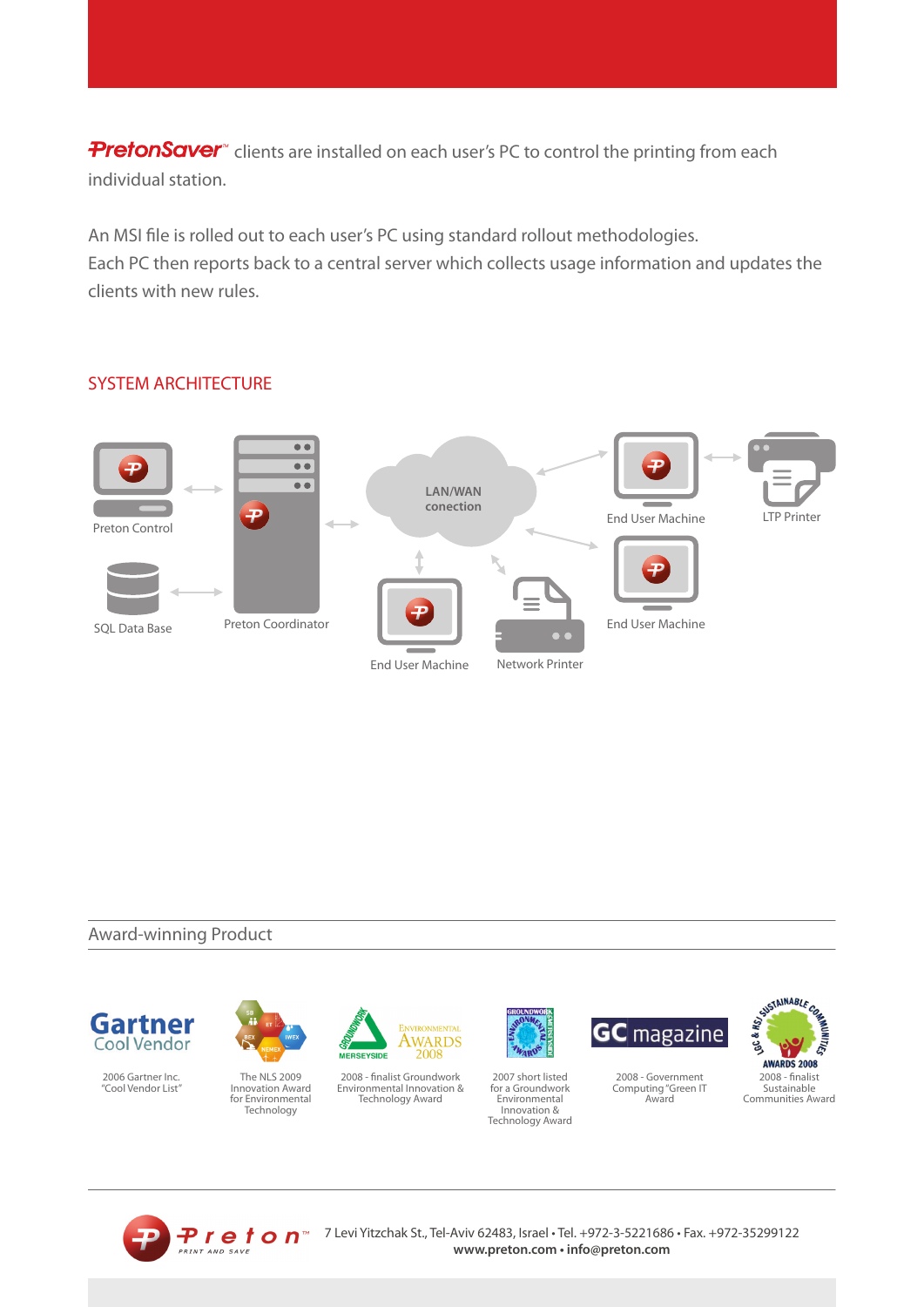PretonSaver™ clients are installed on each user's PC to control the printing from each individual station.

An MSI file is rolled out to each user's PC using standard rollout methodologies.
Each PC then reports back to a central server which collects usage information and updates the clients with new rules.

## SYSTEM ARCHITECTURE

Preton Control

SQL Data Base

Preton Coordinator

LAN/WAN conection

End User Machine

Network Printer

End User Machine

End User Machine

LTP Printer

## Award-winning Product

Gartner Cool Vendor — 2006 Gartner Inc. "Cool Vendor List"

The NLS 2009 Innovation Award for Environmental Technology

2008 - finalist Groundwork Environmental Innovation & Technology Award

2007 short listed for a Groundwork Environmental Innovation & Technology Award

GC magazine — 2008 - Government Computing "Green IT Award"

2008 - finalist Sustainable Communities Award

Preton™ PRINT AND SAVE — 7 Levi Yitzchak St., Tel-Aviv 62483, Israel • Tel. +972-3-5221686 • Fax. +972-35299122
**www.preton.com • info@preton.com**